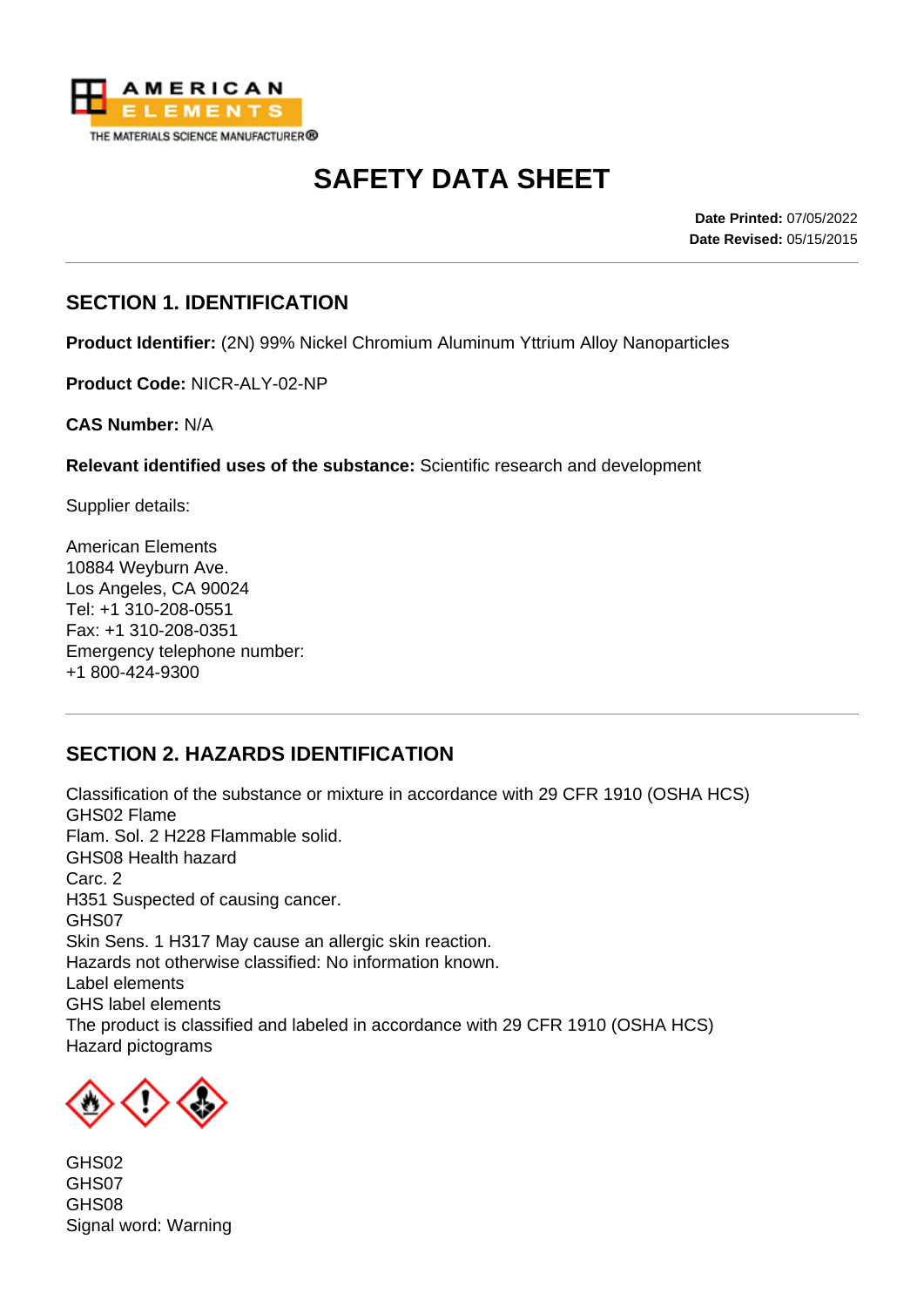# SAFETY DATA SHEET

**Date Printed:** 07/05/2022
**Date Revised:** 05/15/2015

## SECTION 1. IDENTIFICATION

**Product Identifier:** (2N) 99% Nickel Chromium Aluminum Yttrium Alloy Nanoparticles

**Product Code:** NICR-ALY-02-NP

**CAS Number:** N/A

**Relevant identified uses of the substance:** Scientific research and development

Supplier details:

American Elements
10884 Weyburn Ave.
Los Angeles, CA 90024
Tel: +1 310-208-0551
Fax: +1 310-208-0351
Emergency telephone number:
+1 800-424-9300

## SECTION 2. HAZARDS IDENTIFICATION

Classification of the substance or mixture in accordance with 29 CFR 1910 (OSHA HCS)
GHS02 Flame
Flam. Sol. 2 H228 Flammable solid.
GHS08 Health hazard
Carc. 2
H351 Suspected of causing cancer.
GHS07
Skin Sens. 1 H317 May cause an allergic skin reaction.
Hazards not otherwise classified: No information known.
Label elements
GHS label elements
The product is classified and labeled in accordance with 29 CFR 1910 (OSHA HCS)
Hazard pictograms

GHS02
GHS07
GHS08
Signal word: Warning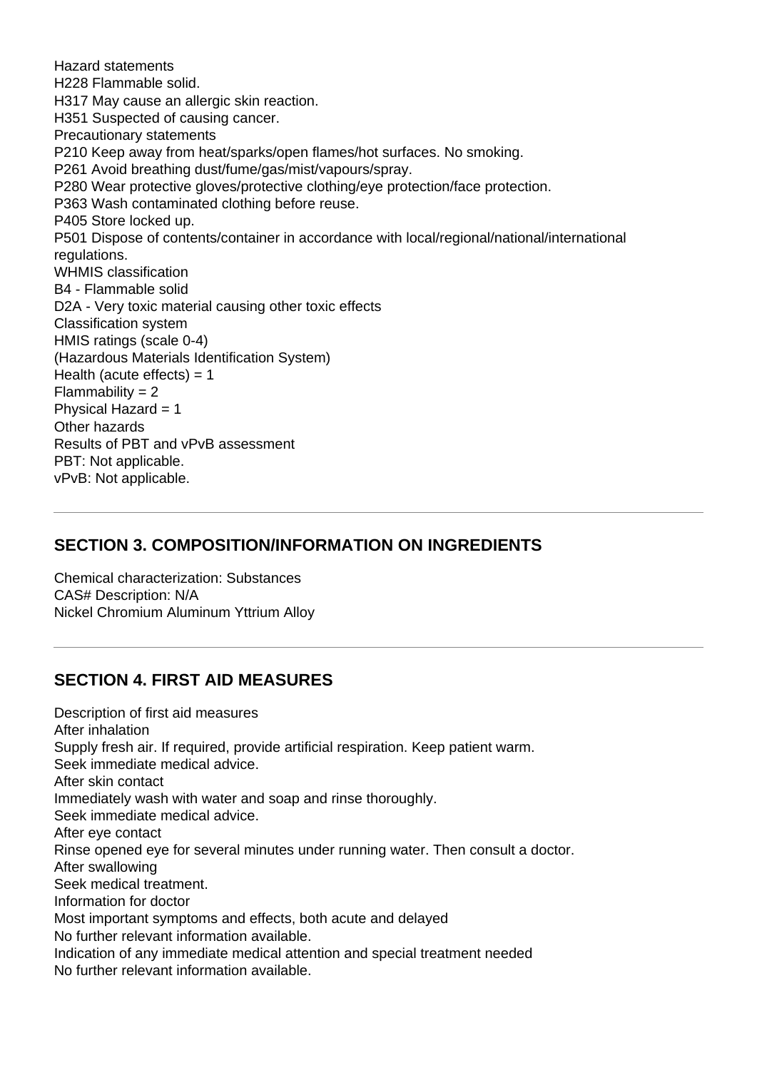Hazard statements
H228 Flammable solid.
H317 May cause an allergic skin reaction.
H351 Suspected of causing cancer.
Precautionary statements
P210 Keep away from heat/sparks/open flames/hot surfaces. No smoking.
P261 Avoid breathing dust/fume/gas/mist/vapours/spray.
P280 Wear protective gloves/protective clothing/eye protection/face protection.
P363 Wash contaminated clothing before reuse.
P405 Store locked up.
P501 Dispose of contents/container in accordance with local/regional/national/international regulations.
WHMIS classification
B4 - Flammable solid
D2A - Very toxic material causing other toxic effects
Classification system
HMIS ratings (scale 0-4)
(Hazardous Materials Identification System)
Health (acute effects) = 1
Flammability = 2
Physical Hazard = 1
Other hazards
Results of PBT and vPvB assessment
PBT: Not applicable.
vPvB: Not applicable.

---

## SECTION 3. COMPOSITION/INFORMATION ON INGREDIENTS

Chemical characterization: Substances
CAS# Description: N/A
Nickel Chromium Aluminum Yttrium Alloy

---

## SECTION 4. FIRST AID MEASURES

Description of first aid measures
After inhalation
Supply fresh air. If required, provide artificial respiration. Keep patient warm.
Seek immediate medical advice.
After skin contact
Immediately wash with water and soap and rinse thoroughly.
Seek immediate medical advice.
After eye contact
Rinse opened eye for several minutes under running water. Then consult a doctor.
After swallowing
Seek medical treatment.
Information for doctor
Most important symptoms and effects, both acute and delayed
No further relevant information available.
Indication of any immediate medical attention and special treatment needed
No further relevant information available.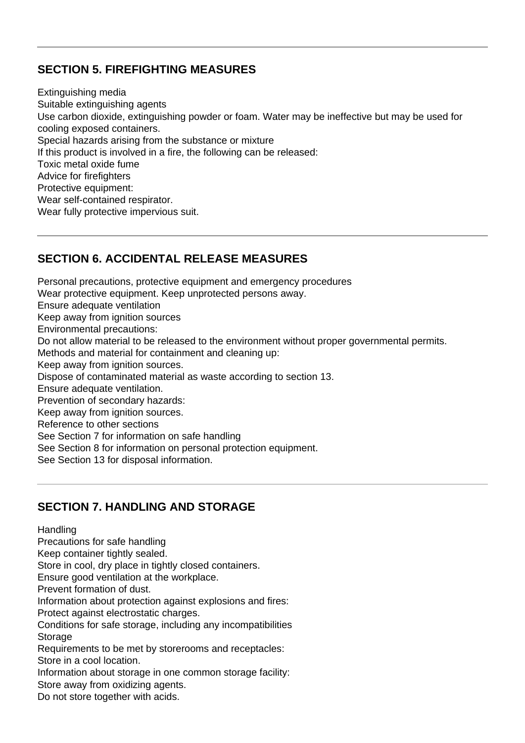## SECTION 5. FIREFIGHTING MEASURES

Extinguishing media
Suitable extinguishing agents
Use carbon dioxide, extinguishing powder or foam. Water may be ineffective but may be used for cooling exposed containers.
Special hazards arising from the substance or mixture
If this product is involved in a fire, the following can be released:
Toxic metal oxide fume
Advice for firefighters
Protective equipment:
Wear self-contained respirator.
Wear fully protective impervious suit.

## SECTION 6. ACCIDENTAL RELEASE MEASURES

Personal precautions, protective equipment and emergency procedures
Wear protective equipment. Keep unprotected persons away.
Ensure adequate ventilation
Keep away from ignition sources
Environmental precautions:
Do not allow material to be released to the environment without proper governmental permits.
Methods and material for containment and cleaning up:
Keep away from ignition sources.
Dispose of contaminated material as waste according to section 13.
Ensure adequate ventilation.
Prevention of secondary hazards:
Keep away from ignition sources.
Reference to other sections
See Section 7 for information on safe handling
See Section 8 for information on personal protection equipment.
See Section 13 for disposal information.

## SECTION 7. HANDLING AND STORAGE

Handling
Precautions for safe handling
Keep container tightly sealed.
Store in cool, dry place in tightly closed containers.
Ensure good ventilation at the workplace.
Prevent formation of dust.
Information about protection against explosions and fires:
Protect against electrostatic charges.
Conditions for safe storage, including any incompatibilities
Storage
Requirements to be met by storerooms and receptacles:
Store in a cool location.
Information about storage in one common storage facility:
Store away from oxidizing agents.
Do not store together with acids.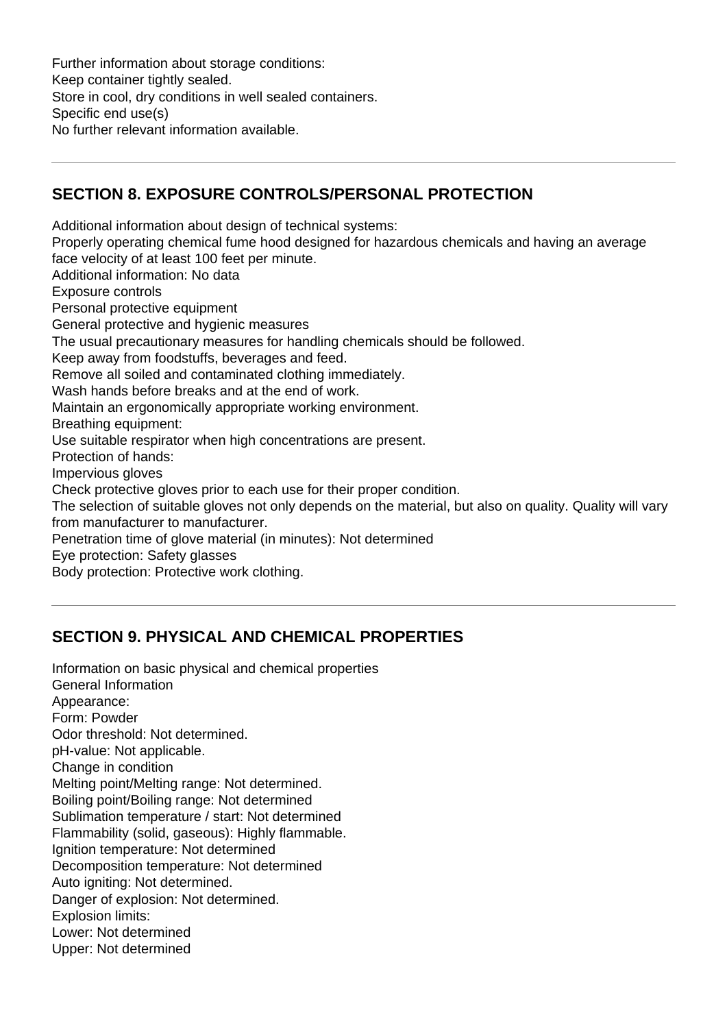Further information about storage conditions:
Keep container tightly sealed.
Store in cool, dry conditions in well sealed containers.
Specific end use(s)
No further relevant information available.

---

## SECTION 8. EXPOSURE CONTROLS/PERSONAL PROTECTION

Additional information about design of technical systems:
Properly operating chemical fume hood designed for hazardous chemicals and having an average face velocity of at least 100 feet per minute.
Additional information: No data
Exposure controls
Personal protective equipment
General protective and hygienic measures
The usual precautionary measures for handling chemicals should be followed.
Keep away from foodstuffs, beverages and feed.
Remove all soiled and contaminated clothing immediately.
Wash hands before breaks and at the end of work.
Maintain an ergonomically appropriate working environment.
Breathing equipment:
Use suitable respirator when high concentrations are present.
Protection of hands:
Impervious gloves
Check protective gloves prior to each use for their proper condition.
The selection of suitable gloves not only depends on the material, but also on quality. Quality will vary from manufacturer to manufacturer.
Penetration time of glove material (in minutes): Not determined
Eye protection: Safety glasses
Body protection: Protective work clothing.

---

## SECTION 9. PHYSICAL AND CHEMICAL PROPERTIES

Information on basic physical and chemical properties
General Information
Appearance:
Form: Powder
Odor threshold: Not determined.
pH-value: Not applicable.
Change in condition
Melting point/Melting range: Not determined.
Boiling point/Boiling range: Not determined
Sublimation temperature / start: Not determined
Flammability (solid, gaseous): Highly flammable.
Ignition temperature: Not determined
Decomposition temperature: Not determined
Auto igniting: Not determined.
Danger of explosion: Not determined.
Explosion limits:
Lower: Not determined
Upper: Not determined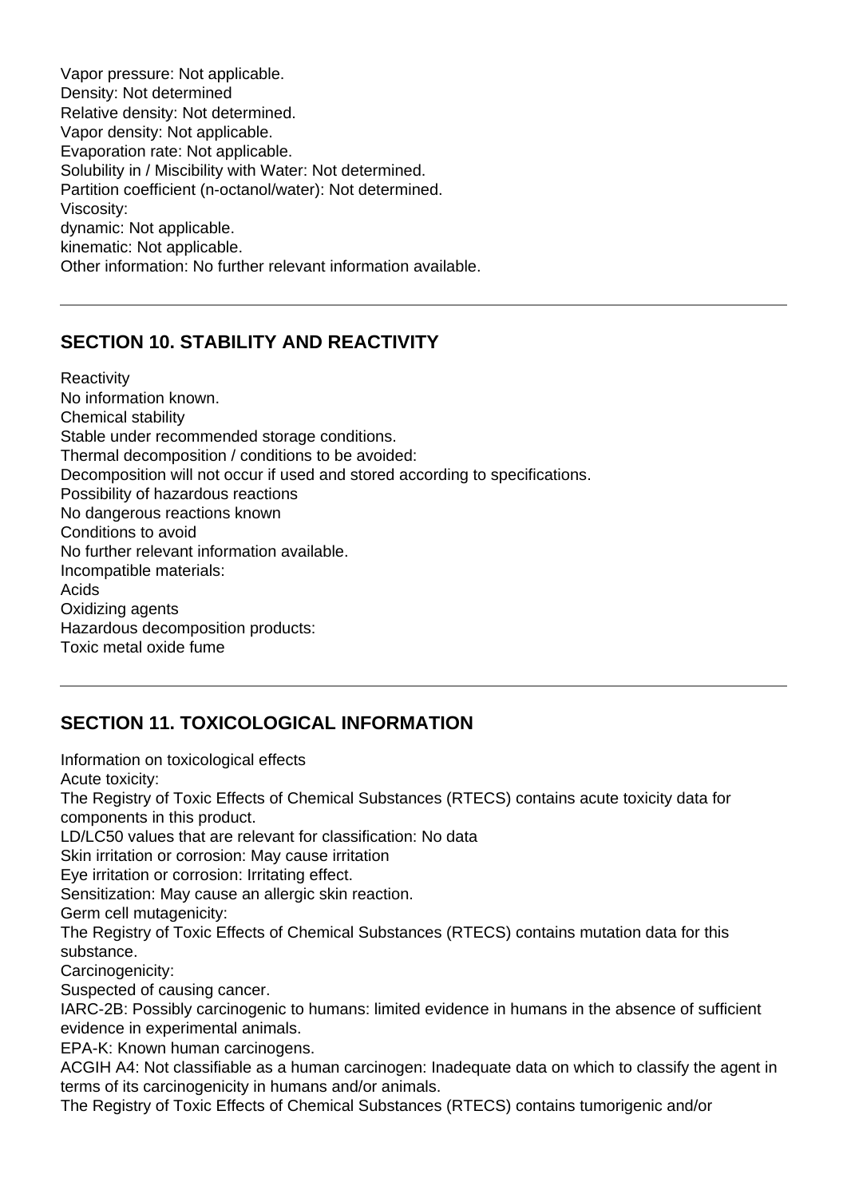Vapor pressure: Not applicable.
Density: Not determined
Relative density: Not determined.
Vapor density: Not applicable.
Evaporation rate: Not applicable.
Solubility in / Miscibility with Water: Not determined.
Partition coefficient (n-octanol/water): Not determined.
Viscosity:
dynamic: Not applicable.
kinematic: Not applicable.
Other information: No further relevant information available.

---

## SECTION 10. STABILITY AND REACTIVITY

Reactivity
No information known.
Chemical stability
Stable under recommended storage conditions.
Thermal decomposition / conditions to be avoided:
Decomposition will not occur if used and stored according to specifications.
Possibility of hazardous reactions
No dangerous reactions known
Conditions to avoid
No further relevant information available.
Incompatible materials:
Acids
Oxidizing agents
Hazardous decomposition products:
Toxic metal oxide fume

---

## SECTION 11. TOXICOLOGICAL INFORMATION

Information on toxicological effects
Acute toxicity:
The Registry of Toxic Effects of Chemical Substances (RTECS) contains acute toxicity data for components in this product.
LD/LC50 values that are relevant for classification: No data
Skin irritation or corrosion: May cause irritation
Eye irritation or corrosion: Irritating effect.
Sensitization: May cause an allergic skin reaction.
Germ cell mutagenicity:
The Registry of Toxic Effects of Chemical Substances (RTECS) contains mutation data for this substance.
Carcinogenicity:
Suspected of causing cancer.
IARC-2B: Possibly carcinogenic to humans: limited evidence in humans in the absence of sufficient evidence in experimental animals.
EPA-K: Known human carcinogens.
ACGIH A4: Not classifiable as a human carcinogen: Inadequate data on which to classify the agent in terms of its carcinogenicity in humans and/or animals.
The Registry of Toxic Effects of Chemical Substances (RTECS) contains tumorigenic and/or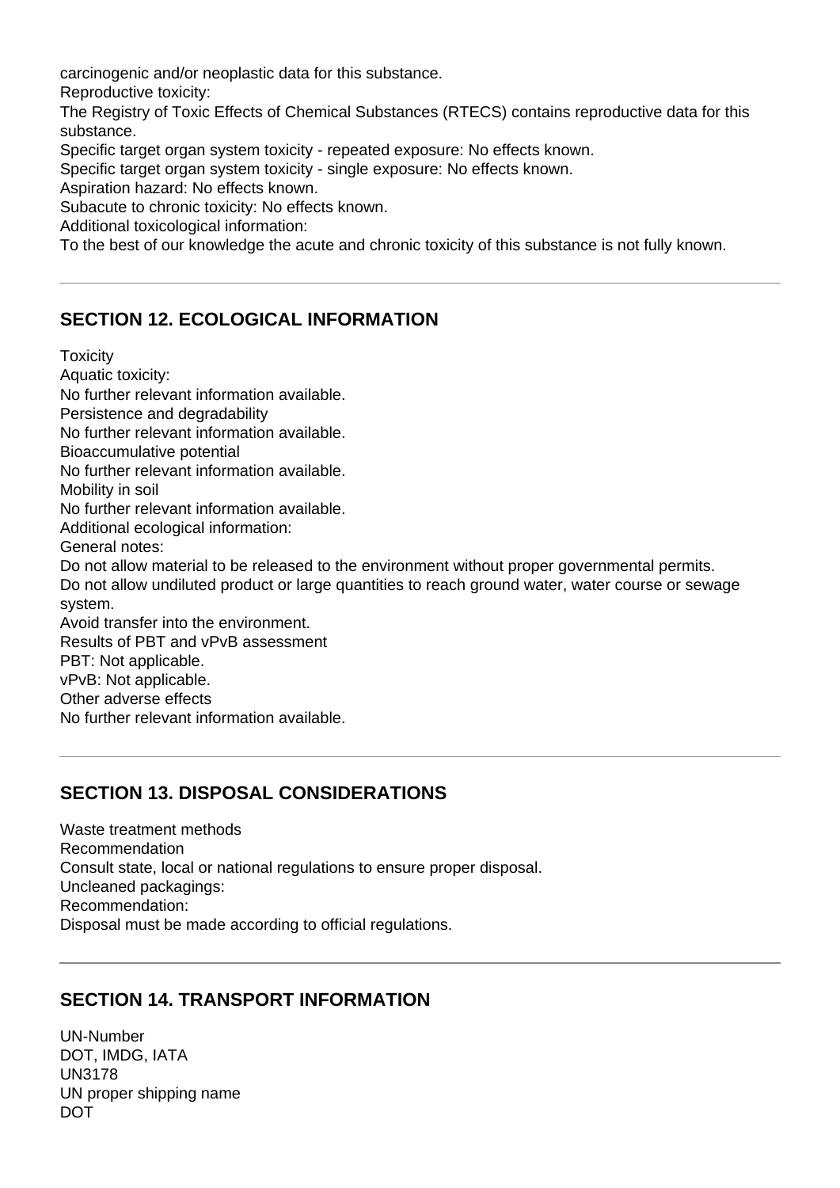carcinogenic and/or neoplastic data for this substance.
Reproductive toxicity:
The Registry of Toxic Effects of Chemical Substances (RTECS) contains reproductive data for this substance.
Specific target organ system toxicity - repeated exposure: No effects known.
Specific target organ system toxicity - single exposure: No effects known.
Aspiration hazard: No effects known.
Subacute to chronic toxicity: No effects known.
Additional toxicological information:
To the best of our knowledge the acute and chronic toxicity of this substance is not fully known.

---

## SECTION 12. ECOLOGICAL INFORMATION

Toxicity
Aquatic toxicity:
No further relevant information available.
Persistence and degradability
No further relevant information available.
Bioaccumulative potential
No further relevant information available.
Mobility in soil
No further relevant information available.
Additional ecological information:
General notes:
Do not allow material to be released to the environment without proper governmental permits.
Do not allow undiluted product or large quantities to reach ground water, water course or sewage system.
Avoid transfer into the environment.
Results of PBT and vPvB assessment
PBT: Not applicable.
vPvB: Not applicable.
Other adverse effects
No further relevant information available.

---

## SECTION 13. DISPOSAL CONSIDERATIONS

Waste treatment methods
Recommendation
Consult state, local or national regulations to ensure proper disposal.
Uncleaned packagings:
Recommendation:
Disposal must be made according to official regulations.

---

## SECTION 14. TRANSPORT INFORMATION

UN-Number
DOT, IMDG, IATA
UN3178
UN proper shipping name
DOT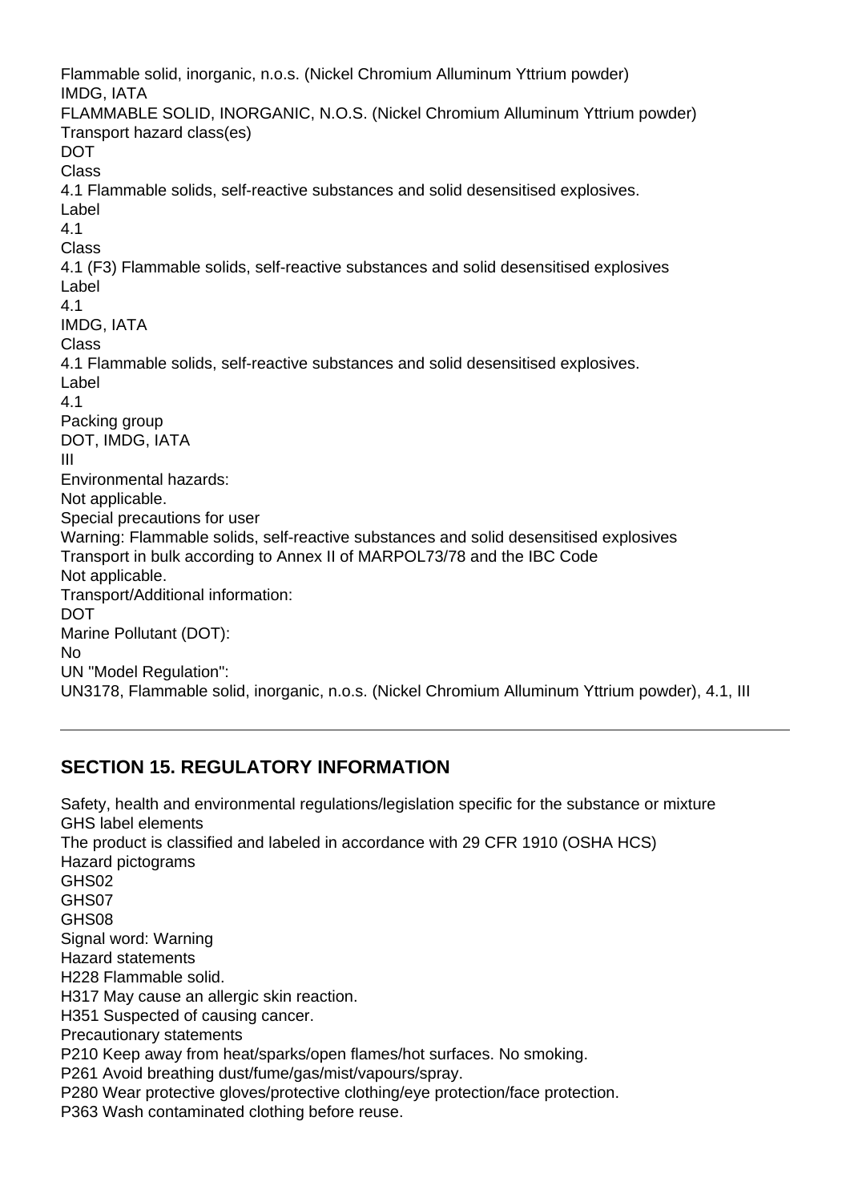Flammable solid, inorganic, n.o.s. (Nickel Chromium Alluminum Yttrium powder)
IMDG, IATA
FLAMMABLE SOLID, INORGANIC, N.O.S. (Nickel Chromium Alluminum Yttrium powder)
Transport hazard class(es)
DOT
Class
4.1 Flammable solids, self-reactive substances and solid desensitised explosives.
Label
4.1
Class
4.1 (F3) Flammable solids, self-reactive substances and solid desensitised explosives
Label
4.1
IMDG, IATA
Class
4.1 Flammable solids, self-reactive substances and solid desensitised explosives.
Label
4.1
Packing group
DOT, IMDG, IATA
III
Environmental hazards:
Not applicable.
Special precautions for user
Warning: Flammable solids, self-reactive substances and solid desensitised explosives
Transport in bulk according to Annex II of MARPOL73/78 and the IBC Code
Not applicable.
Transport/Additional information:
DOT
Marine Pollutant (DOT):
No
UN "Model Regulation":
UN3178, Flammable solid, inorganic, n.o.s. (Nickel Chromium Alluminum Yttrium powder), 4.1, III

---

## SECTION 15. REGULATORY INFORMATION

Safety, health and environmental regulations/legislation specific for the substance or mixture
GHS label elements
The product is classified and labeled in accordance with 29 CFR 1910 (OSHA HCS)
Hazard pictograms
GHS02
GHS07
GHS08
Signal word: Warning
Hazard statements
H228 Flammable solid.
H317 May cause an allergic skin reaction.
H351 Suspected of causing cancer.
Precautionary statements
P210 Keep away from heat/sparks/open flames/hot surfaces. No smoking.
P261 Avoid breathing dust/fume/gas/mist/vapours/spray.
P280 Wear protective gloves/protective clothing/eye protection/face protection.
P363 Wash contaminated clothing before reuse.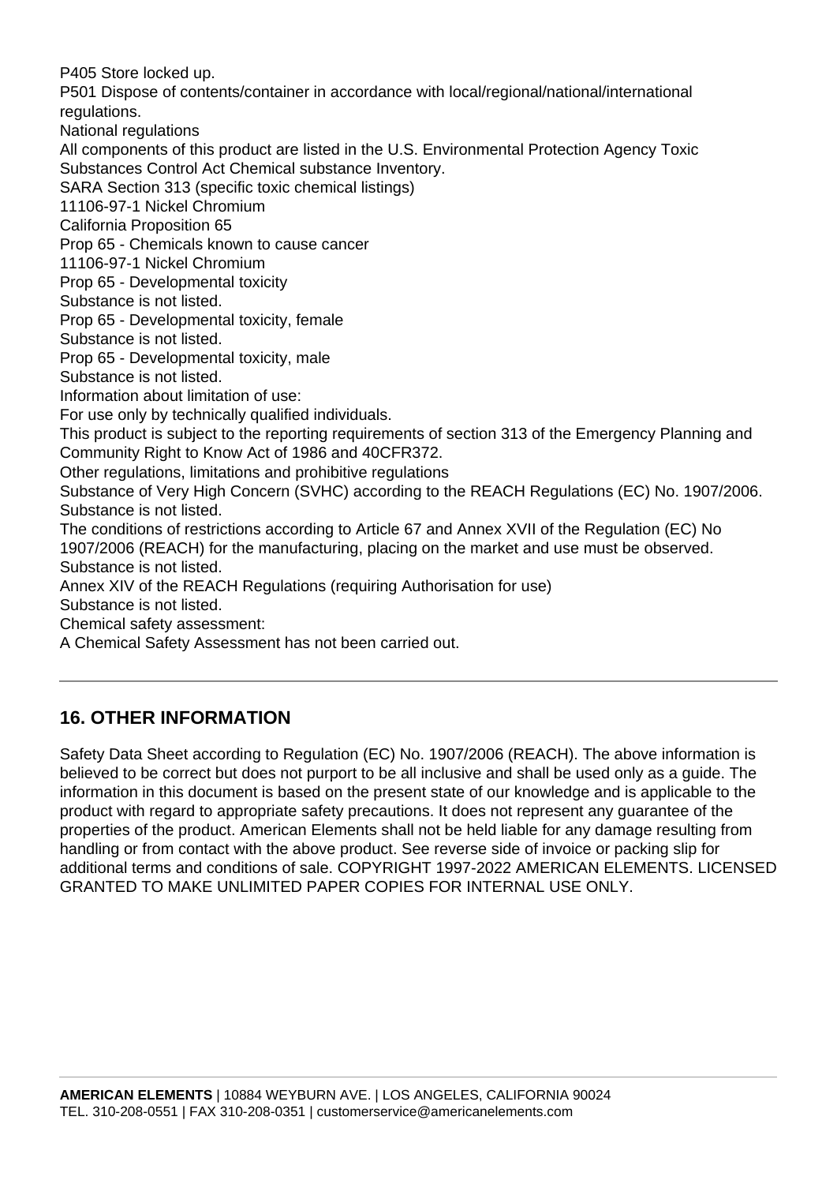P405 Store locked up.
P501 Dispose of contents/container in accordance with local/regional/national/international regulations.
National regulations
All components of this product are listed in the U.S. Environmental Protection Agency Toxic Substances Control Act Chemical substance Inventory.
SARA Section 313 (specific toxic chemical listings)
11106-97-1 Nickel Chromium
California Proposition 65
Prop 65 - Chemicals known to cause cancer
11106-97-1 Nickel Chromium
Prop 65 - Developmental toxicity
Substance is not listed.
Prop 65 - Developmental toxicity, female
Substance is not listed.
Prop 65 - Developmental toxicity, male
Substance is not listed.
Information about limitation of use:
For use only by technically qualified individuals.
This product is subject to the reporting requirements of section 313 of the Emergency Planning and Community Right to Know Act of 1986 and 40CFR372.
Other regulations, limitations and prohibitive regulations
Substance of Very High Concern (SVHC) according to the REACH Regulations (EC) No. 1907/2006.
Substance is not listed.
The conditions of restrictions according to Article 67 and Annex XVII of the Regulation (EC) No 1907/2006 (REACH) for the manufacturing, placing on the market and use must be observed.
Substance is not listed.
Annex XIV of the REACH Regulations (requiring Authorisation for use)
Substance is not listed.
Chemical safety assessment:
A Chemical Safety Assessment has not been carried out.

## 16. OTHER INFORMATION

Safety Data Sheet according to Regulation (EC) No. 1907/2006 (REACH). The above information is believed to be correct but does not purport to be all inclusive and shall be used only as a guide. The information in this document is based on the present state of our knowledge and is applicable to the product with regard to appropriate safety precautions. It does not represent any guarantee of the properties of the product. American Elements shall not be held liable for any damage resulting from handling or from contact with the above product. See reverse side of invoice or packing slip for additional terms and conditions of sale. COPYRIGHT 1997-2022 AMERICAN ELEMENTS. LICENSED GRANTED TO MAKE UNLIMITED PAPER COPIES FOR INTERNAL USE ONLY.